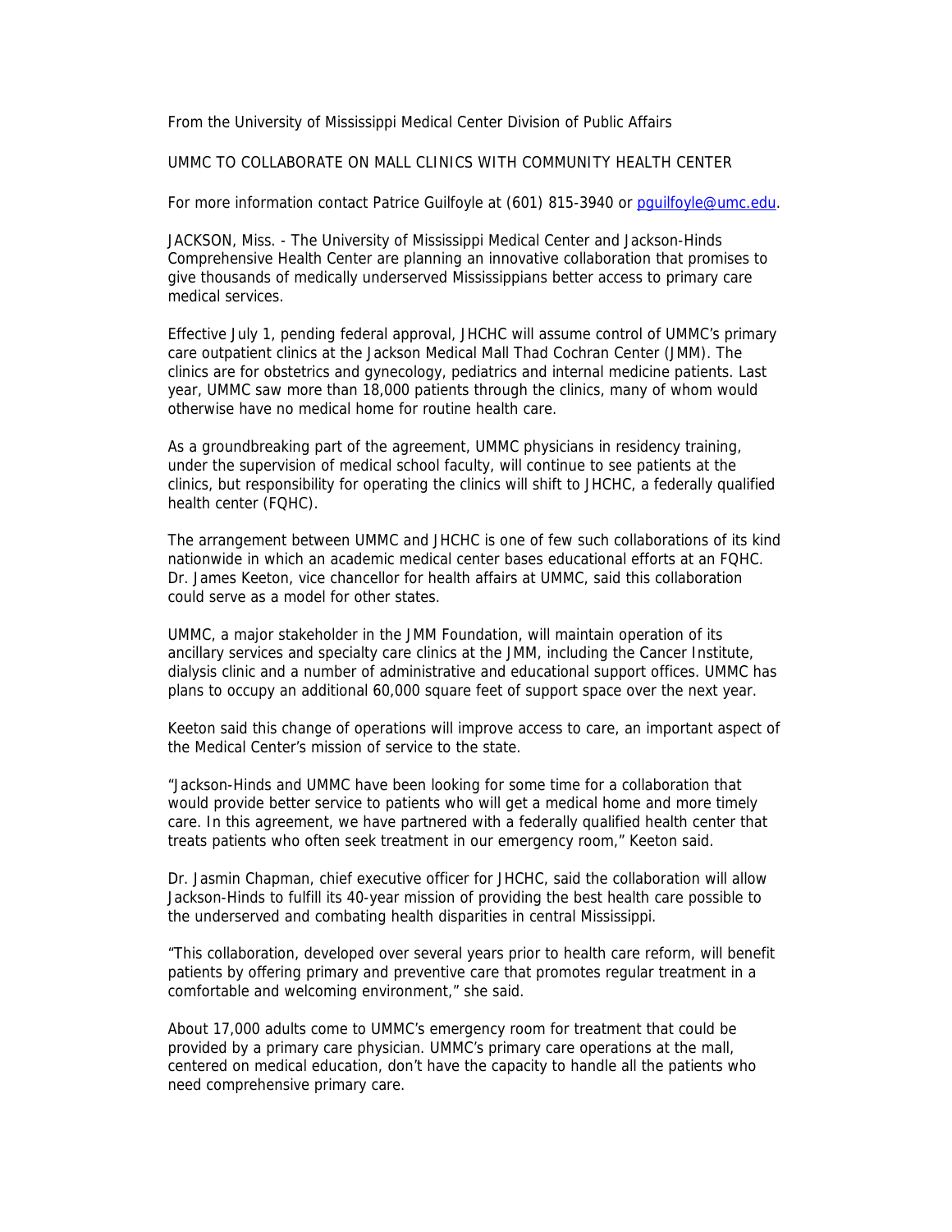From the University of Mississippi Medical Center Division of Public Affairs

UMMC TO COLLABORATE ON MALL CLINICS WITH COMMUNITY HEALTH CENTER

For more information contact Patrice Guilfoyle at (601) 815-3940 or pguilfoyle@umc.edu.

JACKSON, Miss. - The University of Mississippi Medical Center and Jackson-Hinds Comprehensive Health Center are planning an innovative collaboration that promises to give thousands of medically underserved Mississippians better access to primary care medical services.

Effective July 1, pending federal approval, JHCHC will assume control of UMMC's primary care outpatient clinics at the Jackson Medical Mall Thad Cochran Center (JMM). The clinics are for obstetrics and gynecology, pediatrics and internal medicine patients. Last year, UMMC saw more than 18,000 patients through the clinics, many of whom would otherwise have no medical home for routine health care.

As a groundbreaking part of the agreement, UMMC physicians in residency training, under the supervision of medical school faculty, will continue to see patients at the clinics, but responsibility for operating the clinics will shift to JHCHC, a federally qualified health center (FQHC).

The arrangement between UMMC and JHCHC is one of few such collaborations of its kind nationwide in which an academic medical center bases educational efforts at an FQHC. Dr. James Keeton, vice chancellor for health affairs at UMMC, said this collaboration could serve as a model for other states.

UMMC, a major stakeholder in the JMM Foundation, will maintain operation of its ancillary services and specialty care clinics at the JMM, including the Cancer Institute, dialysis clinic and a number of administrative and educational support offices. UMMC has plans to occupy an additional 60,000 square feet of support space over the next year.

Keeton said this change of operations will improve access to care, an important aspect of the Medical Center's mission of service to the state.

"Jackson-Hinds and UMMC have been looking for some time for a collaboration that would provide better service to patients who will get a medical home and more timely care. In this agreement, we have partnered with a federally qualified health center that treats patients who often seek treatment in our emergency room," Keeton said.

Dr. Jasmin Chapman, chief executive officer for JHCHC, said the collaboration will allow Jackson-Hinds to fulfill its 40-year mission of providing the best health care possible to the underserved and combating health disparities in central Mississippi.

"This collaboration, developed over several years prior to health care reform, will benefit patients by offering primary and preventive care that promotes regular treatment in a comfortable and welcoming environment," she said.

About 17,000 adults come to UMMC's emergency room for treatment that could be provided by a primary care physician. UMMC's primary care operations at the mall, centered on medical education, don't have the capacity to handle all the patients who need comprehensive primary care.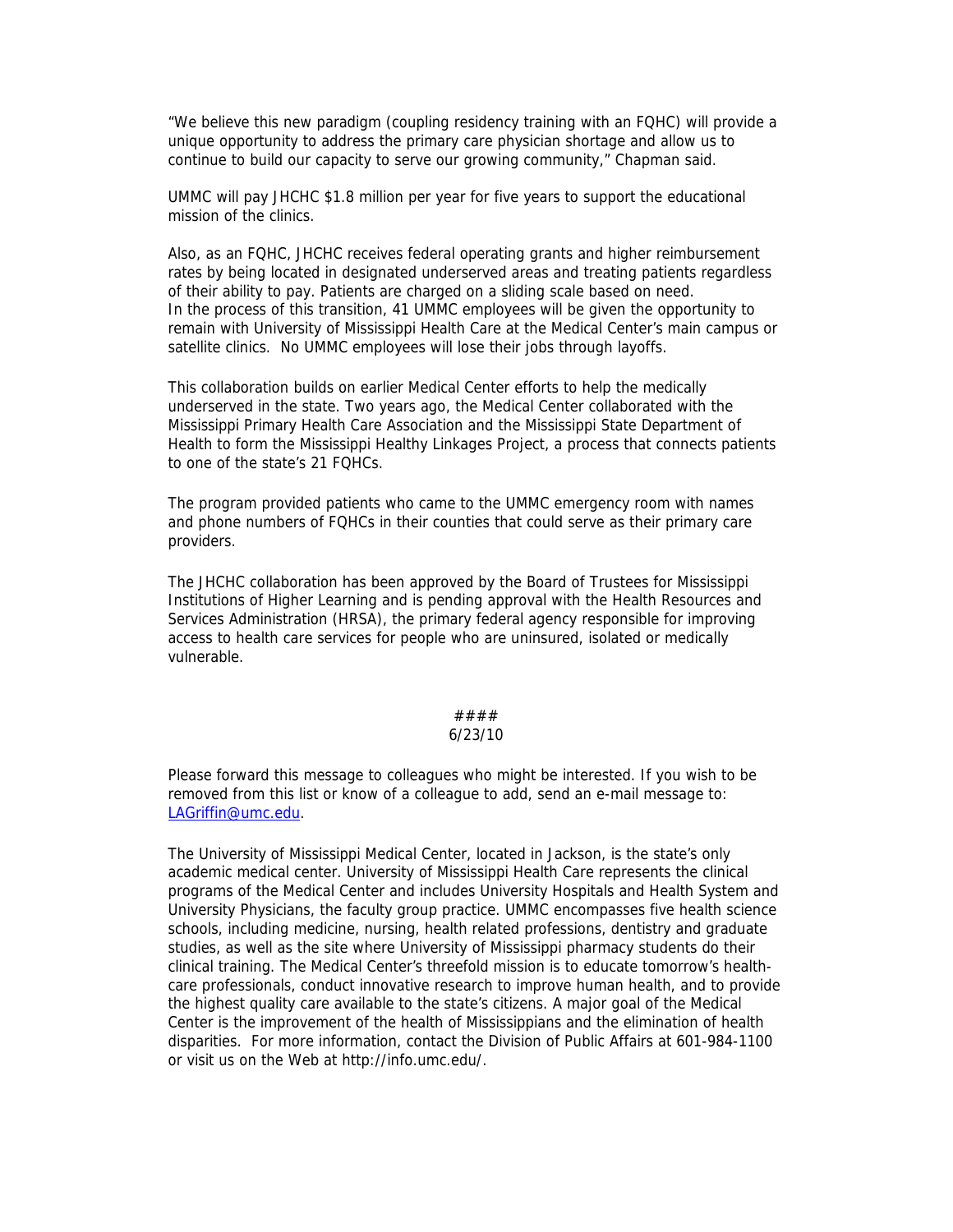"We believe this new paradigm (coupling residency training with an FQHC) will provide a unique opportunity to address the primary care physician shortage and allow us to continue to build our capacity to serve our growing community," Chapman said.

UMMC will pay JHCHC $1.8 million per year for five years to support the educational mission of the clinics.

Also, as an FQHC, JHCHC receives federal operating grants and higher reimbursement rates by being located in designated underserved areas and treating patients regardless of their ability to pay. Patients are charged on a sliding scale based on need.
In the process of this transition, 41 UMMC employees will be given the opportunity to remain with University of Mississippi Health Care at the Medical Center's main campus or satellite clinics. No UMMC employees will lose their jobs through layoffs.

This collaboration builds on earlier Medical Center efforts to help the medically underserved in the state. Two years ago, the Medical Center collaborated with the Mississippi Primary Health Care Association and the Mississippi State Department of Health to form the Mississippi Healthy Linkages Project, a process that connects patients to one of the state's 21 FQHCs.

The program provided patients who came to the UMMC emergency room with names and phone numbers of FQHCs in their counties that could serve as their primary care providers.

The JHCHC collaboration has been approved by the Board of Trustees for Mississippi Institutions of Higher Learning and is pending approval with the Health Resources and Services Administration (HRSA), the primary federal agency responsible for improving access to health care services for people who are uninsured, isolated or medically vulnerable.

####
6/23/10

Please forward this message to colleagues who might be interested. If you wish to be removed from this list or know of a colleague to add, send an e-mail message to: LAGriffin@umc.edu.

The University of Mississippi Medical Center, located in Jackson, is the state's only academic medical center. University of Mississippi Health Care represents the clinical programs of the Medical Center and includes University Hospitals and Health System and University Physicians, the faculty group practice. UMMC encompasses five health science schools, including medicine, nursing, health related professions, dentistry and graduate studies, as well as the site where University of Mississippi pharmacy students do their clinical training. The Medical Center's threefold mission is to educate tomorrow's health-care professionals, conduct innovative research to improve human health, and to provide the highest quality care available to the state's citizens. A major goal of the Medical Center is the improvement of the health of Mississippians and the elimination of health disparities. For more information, contact the Division of Public Affairs at 601-984-1100 or visit us on the Web at http://info.umc.edu/.